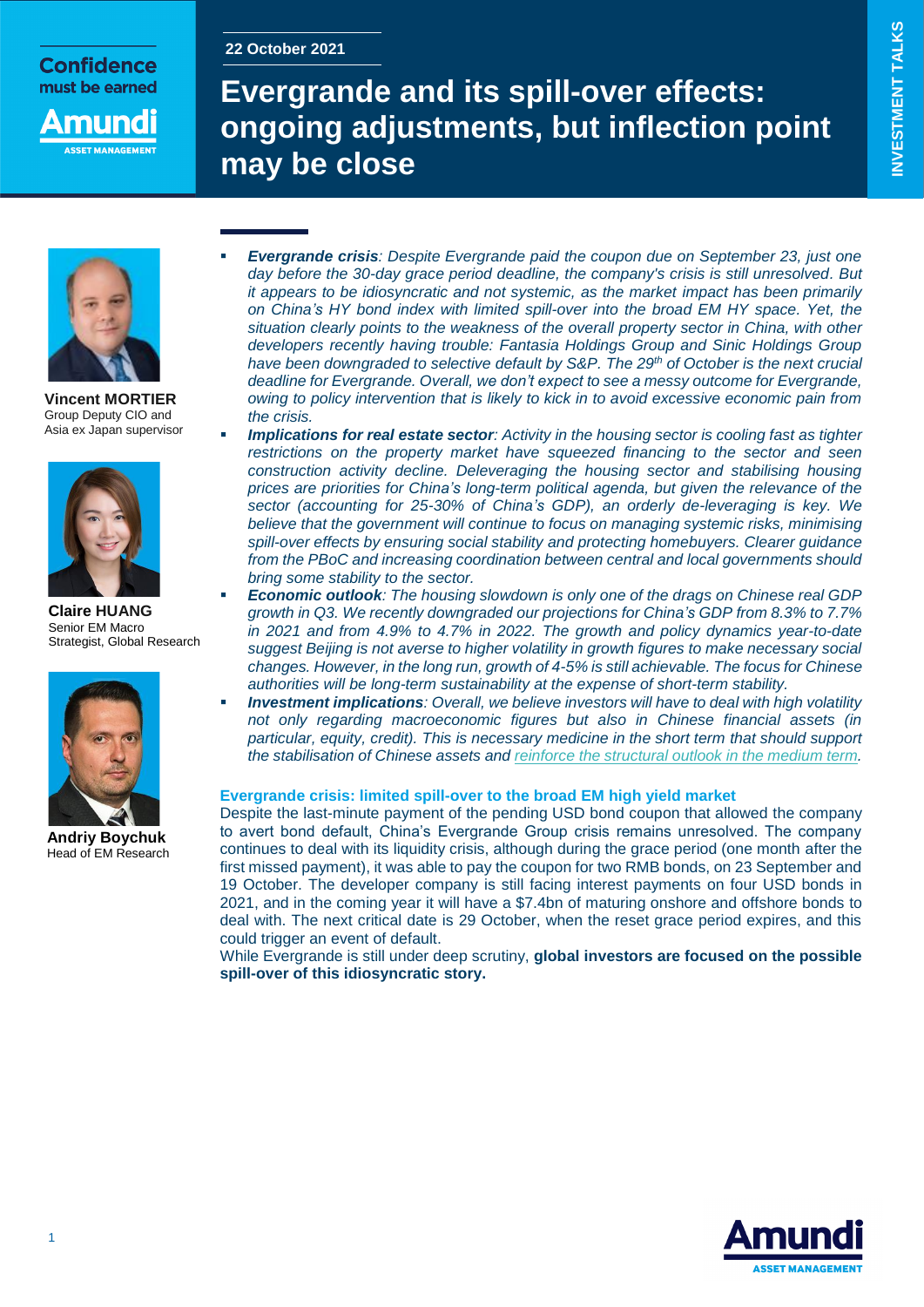22 October 2021

# Evergrande and its spill-over effects: ongoing adjustments, but inflection point may be close

INVESTMENT TALKS

Confidence must be earned

**Vincent MORTIER**
Group Deputy CIO and Asia ex Japan supervisor

**Claire HUANG**
Senior EM Macro Strategist, Global Research

**Andriy Boychuk**
Head of EM Research

- ***Evergrande crisis****: Despite Evergrande paid the coupon due on September 23, just one day before the 30-day grace period deadline, the company's crisis is still unresolved. But it appears to be idiosyncratic and not systemic, as the market impact has been primarily on China's HY bond index with limited spill-over into the broad EM HY space. Yet, the situation clearly points to the weakness of the overall property sector in China, with other developers recently having trouble: Fantasia Holdings Group and Sinic Holdings Group have been downgraded to selective default by S&P. The 29th of October is the next crucial deadline for Evergrande. Overall, we don't expect to see a messy outcome for Evergrande, owing to policy intervention that is likely to kick in to avoid excessive economic pain from the crisis.*
- ***Implications for real estate sector****: Activity in the housing sector is cooling fast as tighter restrictions on the property market have squeezed financing to the sector and seen construction activity decline. Deleveraging the housing sector and stabilising housing prices are priorities for China's long-term political agenda, but given the relevance of the sector (accounting for 25-30% of China's GDP), an orderly de-leveraging is key. We believe that the government will continue to focus on managing systemic risks, minimising spill-over effects by ensuring social stability and protecting homebuyers. Clearer guidance from the PBoC and increasing coordination between central and local governments should bring some stability to the sector.*
- ***Economic outlook****: The housing slowdown is only one of the drags on Chinese real GDP growth in Q3. We recently downgraded our projections for China's GDP from 8.3% to 7.7% in 2021 and from 4.9% to 4.7% in 2022. The growth and policy dynamics year-to-date suggest Beijing is not averse to higher volatility in growth figures to make necessary social changes. However, in the long run, growth of 4-5% is still achievable. The focus for Chinese authorities will be long-term sustainability at the expense of short-term stability.*
- ***Investment implications****: Overall, we believe investors will have to deal with high volatility not only regarding macroeconomic figures but also in Chinese financial assets (in particular, equity, credit). This is necessary medicine in the short term that should support the stabilisation of Chinese assets and reinforce the structural outlook in the medium term.*

## Evergrande crisis: limited spill-over to the broad EM high yield market

Despite the last-minute payment of the pending USD bond coupon that allowed the company to avert bond default, China's Evergrande Group crisis remains unresolved. The company continues to deal with its liquidity crisis, although during the grace period (one month after the first missed payment), it was able to pay the coupon for two RMB bonds, on 23 September and 19 October. The developer company is still facing interest payments on four USD bonds in 2021, and in the coming year it will have a $7.4bn of maturing onshore and offshore bonds to deal with. The next critical date is 29 October, when the reset grace period expires, and this could trigger an event of default.

While Evergrande is still under deep scrutiny, **global investors are focused on the possible spill-over of this idiosyncratic story.**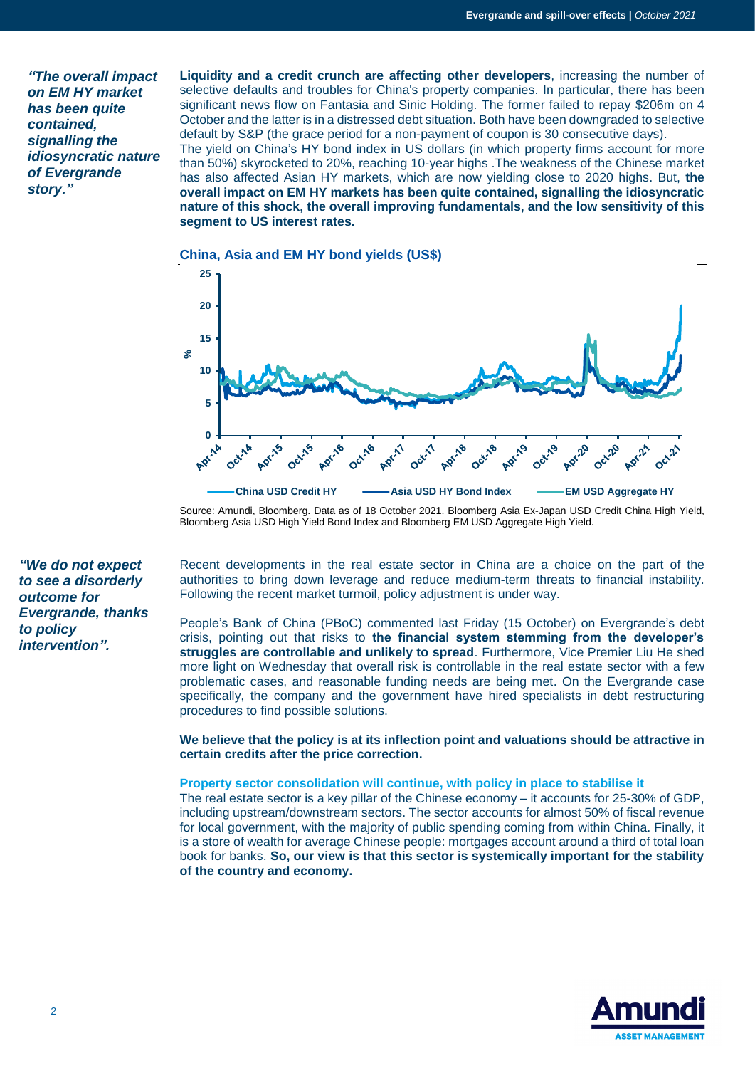*"The overall impact on EM HY market has been quite contained, signalling the idiosyncratic nature of Evergrande story."*

**Liquidity and a credit crunch are affecting other developers**, increasing the number of selective defaults and troubles for China's property companies. In particular, there has been significant news flow on Fantasia and Sinic Holding. The former failed to repay $206m on 4 October and the latter is in a distressed debt situation. Both have been downgraded to selective default by S&P (the grace period for a non-payment of coupon is 30 consecutive days).

The yield on China's HY bond index in US dollars (in which property firms account for more than 50%) skyrocketed to 20%, reaching 10-year highs .The weakness of the Chinese market has also affected Asian HY markets, which are now yielding close to 2020 highs. But, **the overall impact on EM HY markets has been quite contained, signalling the idiosyncratic nature of this shock, the overall improving fundamentals, and the low sensitivity of this segment to US interest rates.**

**China, Asia and EM HY bond yields (US$)**

Source: Amundi, Bloomberg. Data as of 18 October 2021. Bloomberg Asia Ex-Japan USD Credit China High Yield, Bloomberg Asia USD High Yield Bond Index and Bloomberg EM USD Aggregate High Yield.

*"We do not expect to see a disorderly outcome for Evergrande, thanks to policy intervention".*

Recent developments in the real estate sector in China are a choice on the part of the authorities to bring down leverage and reduce medium-term threats to financial instability. Following the recent market turmoil, policy adjustment is under way.

People's Bank of China (PBoC) commented last Friday (15 October) on Evergrande's debt crisis, pointing out that risks to **the financial system stemming from the developer's struggles are controllable and unlikely to spread**. Furthermore, Vice Premier Liu He shed more light on Wednesday that overall risk is controllable in the real estate sector with a few problematic cases, and reasonable funding needs are being met. On the Evergrande case specifically, the company and the government have hired specialists in debt restructuring procedures to find possible solutions.

**We believe that the policy is at its inflection point and valuations should be attractive in certain credits after the price correction.**

### Property sector consolidation will continue, with policy in place to stabilise it

The real estate sector is a key pillar of the Chinese economy – it accounts for 25-30% of GDP, including upstream/downstream sectors. The sector accounts for almost 50% of fiscal revenue for local government, with the majority of public spending coming from within China. Finally, it is a store of wealth for average Chinese people: mortgages account around a third of total loan book for banks. **So, our view is that this sector is systemically important for the stability of the country and economy.**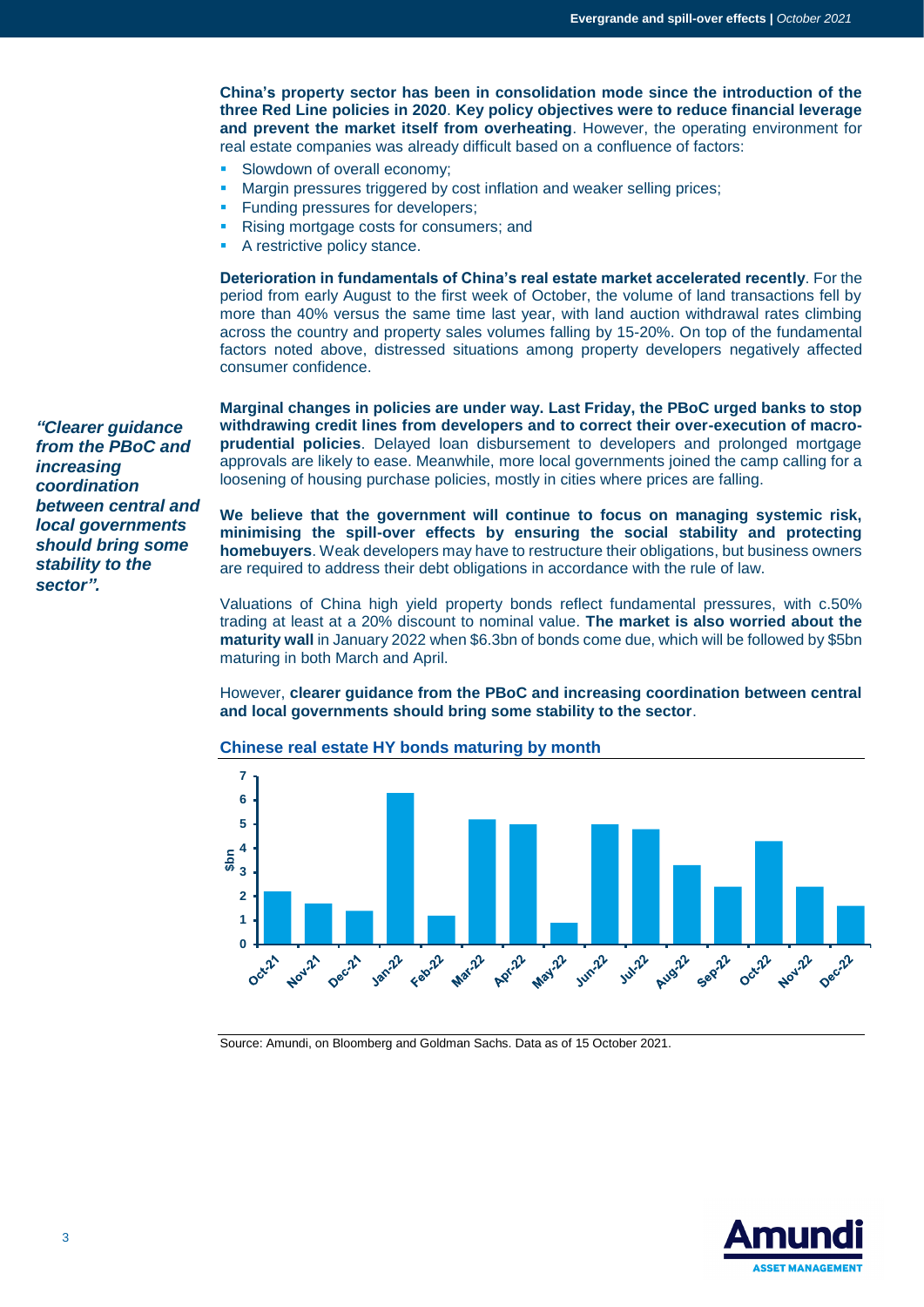**China's property sector has been in consolidation mode since the introduction of the three Red Line policies in 2020**. **Key policy objectives were to reduce financial leverage and prevent the market itself from overheating**. However, the operating environment for real estate companies was already difficult based on a confluence of factors:

- Slowdown of overall economy;
- Margin pressures triggered by cost inflation and weaker selling prices;
- Funding pressures for developers;
- Rising mortgage costs for consumers; and
- A restrictive policy stance.

**Deterioration in fundamentals of China's real estate market accelerated recently**. For the period from early August to the first week of October, the volume of land transactions fell by more than 40% versus the same time last year, with land auction withdrawal rates climbing across the country and property sales volumes falling by 15-20%. On top of the fundamental factors noted above, distressed situations among property developers negatively affected consumer confidence.

***"Clearer guidance from the PBoC and increasing coordination between central and local governments should bring some stability to the sector".***

**Marginal changes in policies are under way. Last Friday, the PBoC urged banks to stop withdrawing credit lines from developers and to correct their over-execution of macro-prudential policies**. Delayed loan disbursement to developers and prolonged mortgage approvals are likely to ease. Meanwhile, more local governments joined the camp calling for a loosening of housing purchase policies, mostly in cities where prices are falling.

**We believe that the government will continue to focus on managing systemic risk, minimising the spill-over effects by ensuring the social stability and protecting homebuyers**. Weak developers may have to restructure their obligations, but business owners are required to address their debt obligations in accordance with the rule of law.

Valuations of China high yield property bonds reflect fundamental pressures, with c.50% trading at least at a 20% discount to nominal value. **The market is also worried about the maturity wall** in January 2022 when $6.3bn of bonds come due, which will be followed by $5bn maturing in both March and April.

However, **clearer guidance from the PBoC and increasing coordination between central and local governments should bring some stability to the sector**.

**Chinese real estate HY bonds maturing by month**

| Month | $bn |
|---|---|
| Oct-21 | 2.2 |
| Nov-21 | 1.7 |
| Dec-21 | 1.4 |
| Jan-22 | 6.3 |
| Feb-22 | 1.2 |
| Mar-22 | 5.2 |
| Apr-22 | 5.0 |
| May-22 | 0.9 |
| Jun-22 | 5.0 |
| Jul-22 | 4.8 |
| Aug-22 | 3.3 |
| Sep-22 | 2.4 |
| Oct-22 | 4.3 |
| Nov-22 | 2.4 |
| Dec-22 | 1.6 |

Source: Amundi, on Bloomberg and Goldman Sachs. Data as of 15 October 2021.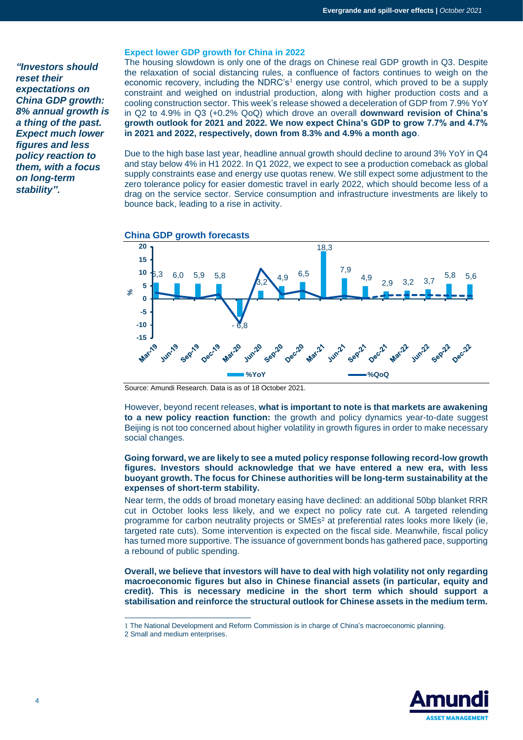*"Investors should reset their expectations on China GDP growth: 8% annual growth is a thing of the past. Expect much lower figures and less policy reaction to them, with a focus on long-term stability".*

### Expect lower GDP growth for China in 2022

The housing slowdown is only one of the drags on Chinese real GDP growth in Q3. Despite the relaxation of social distancing rules, a confluence of factors continues to weigh on the economic recovery, including the NDRC's[1] energy use control, which proved to be a supply constraint and weighed on industrial production, along with higher production costs and a cooling construction sector. This week's release showed a deceleration of GDP from 7.9% YoY in Q2 to 4.9% in Q3 (+0.2% QoQ) which drove an overall **downward revision of China's growth outlook for 2021 and 2022. We now expect China's GDP to grow 7.7% and 4.7% in 2021 and 2022, respectively, down from 8.3% and 4.9% a month ago**.

Due to the high base last year, headline annual growth should decline to around 3% YoY in Q4 and stay below 4% in H1 2022. In Q1 2022, we expect to see a production comeback as global supply constraints ease and energy use quotas renew. We still expect some adjustment to the zero tolerance policy for easier domestic travel in early 2022, which should become less of a drag on the service sector. Service consumption and infrastructure investments are likely to bounce back, leading to a rise in activity.

### China GDP growth forecasts

| | Mar-19 | Jun-19 | Sep-19 | Dec-19 | Mar-20 | Jun-20 | Sep-20 | Dec-20 | Mar-21 | Jun-21 | Sep-21 | Dec-21 | Mar-22 | Jun-22 | Sep-22 | Dec-22 |
|---|---|---|---|---|---|---|---|---|---|---|---|---|---|---|---|---|
| %YoY | 6,3 | 6,0 | 5,9 | 5,8 | -6,8 | 3,2 | 4,9 | 6,5 | 18,3 | 7,9 | 4,9 | 2,9 | 3,2 | 3,7 | 5,8 | 5,6 |

Source: Amundi Research. Data is as of 18 October 2021.

However, beyond recent releases, **what is important to note is that markets are awakening to a new policy reaction function:** the growth and policy dynamics year-to-date suggest Beijing is not too concerned about higher volatility in growth figures in order to make necessary social changes.

**Going forward, we are likely to see a muted policy response following record-low growth figures. Investors should acknowledge that we have entered a new era, with less buoyant growth. The focus for Chinese authorities will be long-term sustainability at the expenses of short-term stability.**

Near term, the odds of broad monetary easing have declined: an additional 50bp blanket RRR cut in October looks less likely, and we expect no policy rate cut. A targeted relending programme for carbon neutrality projects or SMEs[2] at preferential rates looks more likely (ie, targeted rate cuts). Some intervention is expected on the fiscal side. Meanwhile, fiscal policy has turned more supportive. The issuance of government bonds has gathered pace, supporting a rebound of public spending.

**Overall, we believe that investors will have to deal with high volatility not only regarding macroeconomic figures but also in Chinese financial assets (in particular, equity and credit). This is necessary medicine in the short term which should support a stabilisation and reinforce the structural outlook for Chinese assets in the medium term.**

---

1 The National Development and Reform Commission is in charge of China's macroeconomic planning.
2 Small and medium enterprises.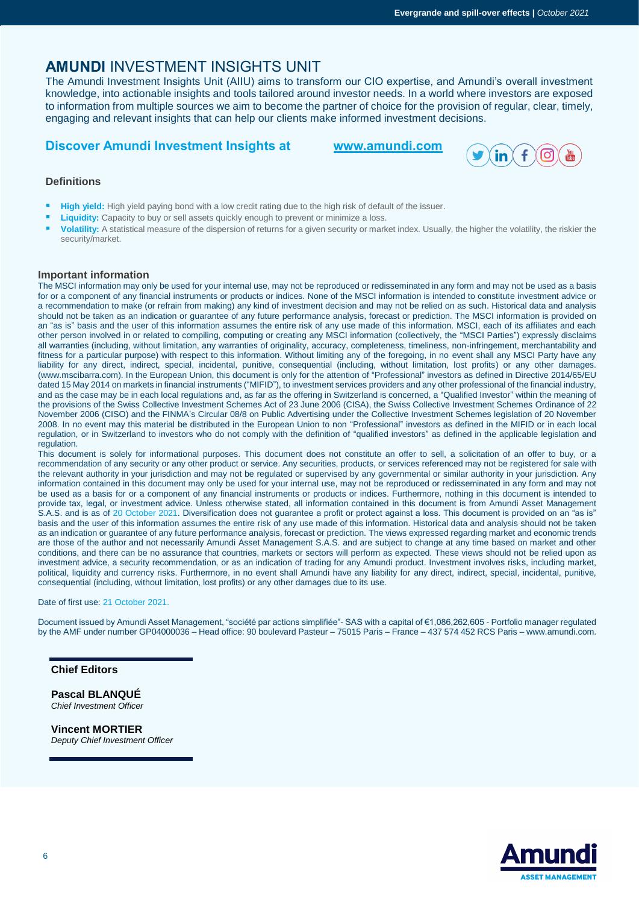# **AMUNDI** INVESTMENT INSIGHTS UNIT

The Amundi Investment Insights Unit (AIIU) aims to transform our CIO expertise, and Amundi's overall investment knowledge, into actionable insights and tools tailored around investor needs. In a world where investors are exposed to information from multiple sources we aim to become the partner of choice for the provision of regular, clear, timely, engaging and relevant insights that can help our clients make informed investment decisions.

**Discover Amundi Investment Insights at www.amundi.com**

### Definitions

- **High yield:** High yield paying bond with a low credit rating due to the high risk of default of the issuer.
- **Liquidity:** Capacity to buy or sell assets quickly enough to prevent or minimize a loss.
- **Volatility:** A statistical measure of the dispersion of returns for a given security or market index. Usually, the higher the volatility, the riskier the security/market.

### Important information

The MSCI information may only be used for your internal use, may not be reproduced or redisseminated in any form and may not be used as a basis for or a component of any financial instruments or products or indices. None of the MSCI information is intended to constitute investment advice or a recommendation to make (or refrain from making) any kind of investment decision and may not be relied on as such. Historical data and analysis should not be taken as an indication or guarantee of any future performance analysis, forecast or prediction. The MSCI information is provided on an "as is" basis and the user of this information assumes the entire risk of any use made of this information. MSCI, each of its affiliates and each other person involved in or related to compiling, computing or creating any MSCI information (collectively, the "MSCI Parties") expressly disclaims all warranties (including, without limitation, any warranties of originality, accuracy, completeness, timeliness, non-infringement, merchantability and fitness for a particular purpose) with respect to this information. Without limiting any of the foregoing, in no event shall any MSCI Party have any liability for any direct, indirect, special, incidental, punitive, consequential (including, without limitation, lost profits) or any other damages. (www.mscibarra.com). In the European Union, this document is only for the attention of "Professional" investors as defined in Directive 2014/65/EU dated 15 May 2014 on markets in financial instruments ("MIFID"), to investment services providers and any other professional of the financial industry, and as the case may be in each local regulations and, as far as the offering in Switzerland is concerned, a "Qualified Investor" within the meaning of the provisions of the Swiss Collective Investment Schemes Act of 23 June 2006 (CISA), the Swiss Collective Investment Schemes Ordinance of 22 November 2006 (CISO) and the FINMA's Circular 08/8 on Public Advertising under the Collective Investment Schemes legislation of 20 November 2008. In no event may this material be distributed in the European Union to non "Professional" investors as defined in the MIFID or in each local regulation, or in Switzerland to investors who do not comply with the definition of "qualified investors" as defined in the applicable legislation and regulation.

This document is solely for informational purposes. This document does not constitute an offer to sell, a solicitation of an offer to buy, or a recommendation of any security or any other product or service. Any securities, products, or services referenced may not be registered for sale with the relevant authority in your jurisdiction and may not be regulated or supervised by any governmental or similar authority in your jurisdiction. Any information contained in this document may only be used for your internal use, may not be reproduced or redisseminated in any form and may not be used as a basis for or a component of any financial instruments or products or indices. Furthermore, nothing in this document is intended to provide tax, legal, or investment advice. Unless otherwise stated, all information contained in this document is from Amundi Asset Management S.A.S. and is as of 20 October 2021. Diversification does not guarantee a profit or protect against a loss. This document is provided on an "as is" basis and the user of this information assumes the entire risk of any use made of this information. Historical data and analysis should not be taken as an indication or guarantee of any future performance analysis, forecast or prediction. The views expressed regarding market and economic trends are those of the author and not necessarily Amundi Asset Management S.A.S. and are subject to change at any time based on market and other conditions, and there can be no assurance that countries, markets or sectors will perform as expected. These views should not be relied upon as investment advice, a security recommendation, or as an indication of trading for any Amundi product. Investment involves risks, including market, political, liquidity and currency risks. Furthermore, in no event shall Amundi have any liability for any direct, indirect, special, incidental, punitive, consequential (including, without limitation, lost profits) or any other damages due to its use.

Date of first use: 21 October 2021.

Document issued by Amundi Asset Management, "société par actions simplifiée"- SAS with a capital of €1,086,262,605 - Portfolio manager regulated by the AMF under number GP04000036 – Head office: 90 boulevard Pasteur – 75015 Paris – France – 437 574 452 RCS Paris – www.amundi.com.

### Chief Editors

**Pascal BLANQUÉ**
*Chief Investment Officer*

**Vincent MORTIER**
*Deputy Chief Investment Officer*